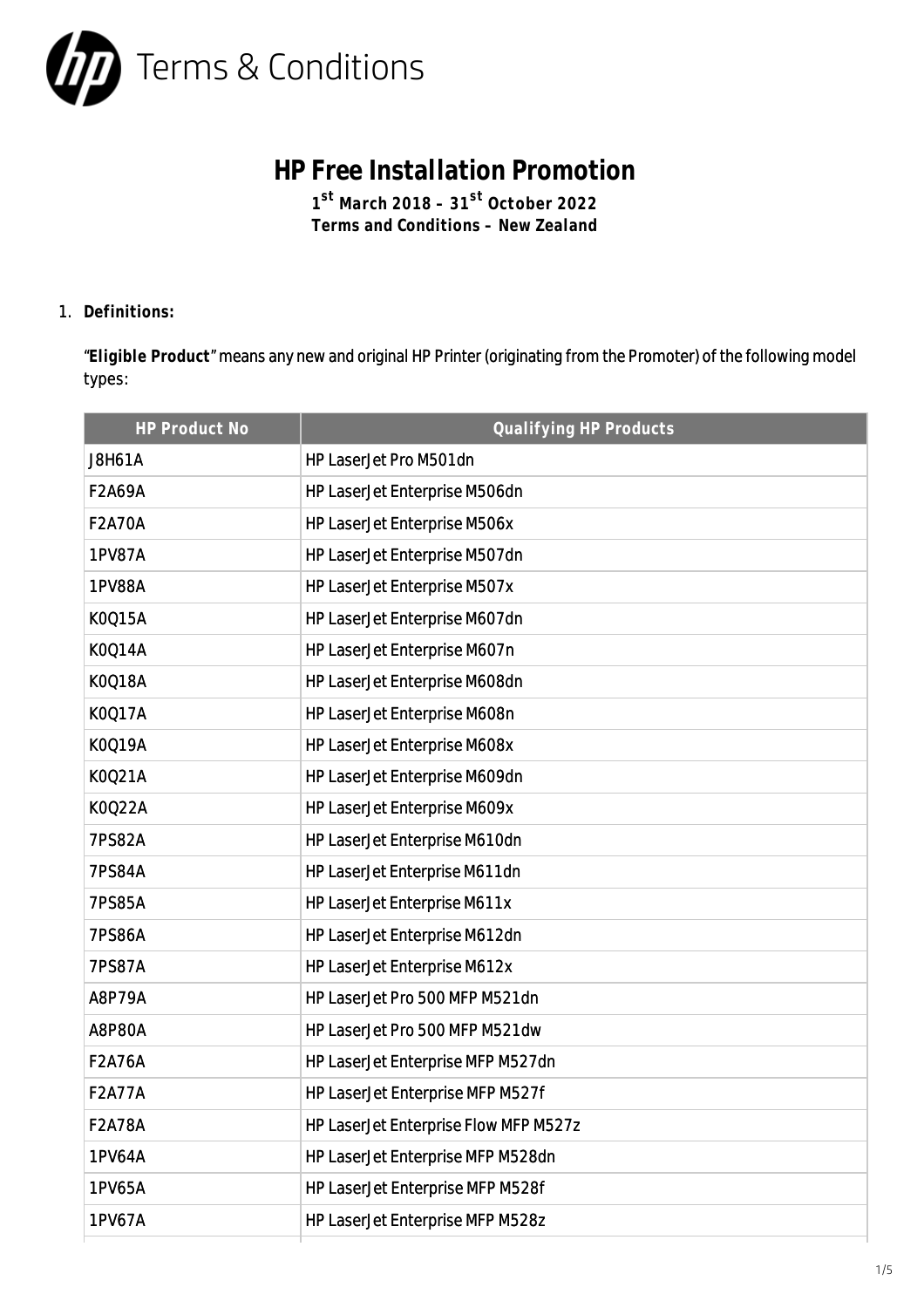# Terms & Conditions

## HP Free Installation Promotion

**1st March 2018 – 31st October 2022**
**Terms and Conditions – New Zealand**

1. **Definitions:**

   "**Eligible Product**" means any new and original HP Printer (originating from the Promoter) of the following model types:

| HP Product No | Qualifying HP Products |
|---|---|
| J8H61A | HP LaserJet Pro M501dn |
| F2A69A | HP LaserJet Enterprise M506dn |
| F2A70A | HP LaserJet Enterprise M506x |
| 1PV87A | HP LaserJet Enterprise M507dn |
| 1PV88A | HP LaserJet Enterprise M507x |
| K0Q15A | HP LaserJet Enterprise M607dn |
| K0Q14A | HP LaserJet Enterprise M607n |
| K0Q18A | HP LaserJet Enterprise M608dn |
| K0Q17A | HP LaserJet Enterprise M608n |
| K0Q19A | HP LaserJet Enterprise M608x |
| K0Q21A | HP LaserJet Enterprise M609dn |
| K0Q22A | HP LaserJet Enterprise M609x |
| 7PS82A | HP LaserJet Enterprise M610dn |
| 7PS84A | HP LaserJet Enterprise M611dn |
| 7PS85A | HP LaserJet Enterprise M611x |
| 7PS86A | HP LaserJet Enterprise M612dn |
| 7PS87A | HP LaserJet Enterprise M612x |
| A8P79A | HP LaserJet Pro 500 MFP M521dn |
| A8P80A | HP LaserJet Pro 500 MFP M521dw |
| F2A76A | HP LaserJet Enterprise MFP M527dn |
| F2A77A | HP LaserJet Enterprise MFP M527f |
| F2A78A | HP LaserJet Enterprise Flow MFP M527z |
| 1PV64A | HP LaserJet Enterprise MFP M528dn |
| 1PV65A | HP LaserJet Enterprise MFP M528f |
| 1PV67A | HP LaserJet Enterprise MFP M528z |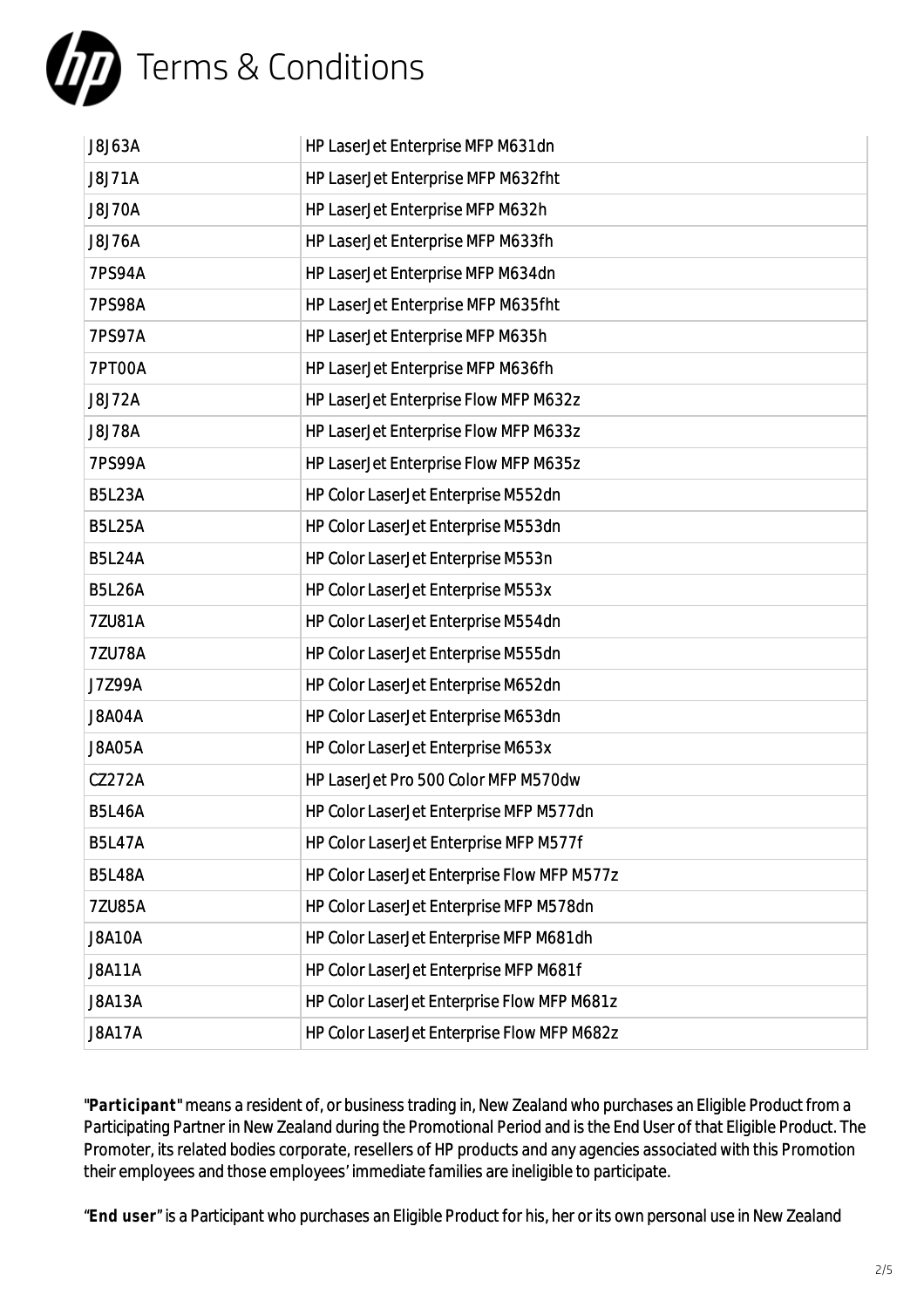| J8J63A | HP LaserJet Enterprise MFP M631dn |
|---|---|
| J8J71A | HP LaserJet Enterprise MFP M632fht |
| J8J70A | HP LaserJet Enterprise MFP M632h |
| J8J76A | HP LaserJet Enterprise MFP M633fh |
| 7PS94A | HP LaserJet Enterprise MFP M634dn |
| 7PS98A | HP LaserJet Enterprise MFP M635fht |
| 7PS97A | HP LaserJet Enterprise MFP M635h |
| 7PT00A | HP LaserJet Enterprise MFP M636fh |
| J8J72A | HP LaserJet Enterprise Flow MFP M632z |
| J8J78A | HP LaserJet Enterprise Flow MFP M633z |
| 7PS99A | HP LaserJet Enterprise Flow MFP M635z |
| B5L23A | HP Color LaserJet Enterprise M552dn |
| B5L25A | HP Color LaserJet Enterprise M553dn |
| B5L24A | HP Color LaserJet Enterprise M553n |
| B5L26A | HP Color LaserJet Enterprise M553x |
| 7ZU81A | HP Color LaserJet Enterprise M554dn |
| 7ZU78A | HP Color LaserJet Enterprise M555dn |
| J7Z99A | HP Color LaserJet Enterprise M652dn |
| J8A04A | HP Color LaserJet Enterprise M653dn |
| J8A05A | HP Color LaserJet Enterprise M653x |
| CZ272A | HP LaserJet Pro 500 Color MFP M570dw |
| B5L46A | HP Color LaserJet Enterprise MFP M577dn |
| B5L47A | HP Color LaserJet Enterprise MFP M577f |
| B5L48A | HP Color LaserJet Enterprise Flow MFP M577z |
| 7ZU85A | HP Color LaserJet Enterprise MFP M578dn |
| J8A10A | HP Color LaserJet Enterprise MFP M681dh |
| J8A11A | HP Color LaserJet Enterprise MFP M681f |
| J8A13A | HP Color LaserJet Enterprise Flow MFP M681z |
| J8A17A | HP Color LaserJet Enterprise Flow MFP M682z |

"**Participant**" means a resident of, or business trading in, New Zealand who purchases an Eligible Product from a Participating Partner in New Zealand during the Promotional Period and is the End User of that Eligible Product. The Promoter, its related bodies corporate, resellers of HP products and any agencies associated with this Promotion their employees and those employees' immediate families are ineligible to participate.

"**End user**" is a Participant who purchases an Eligible Product for his, her or its own personal use in New Zealand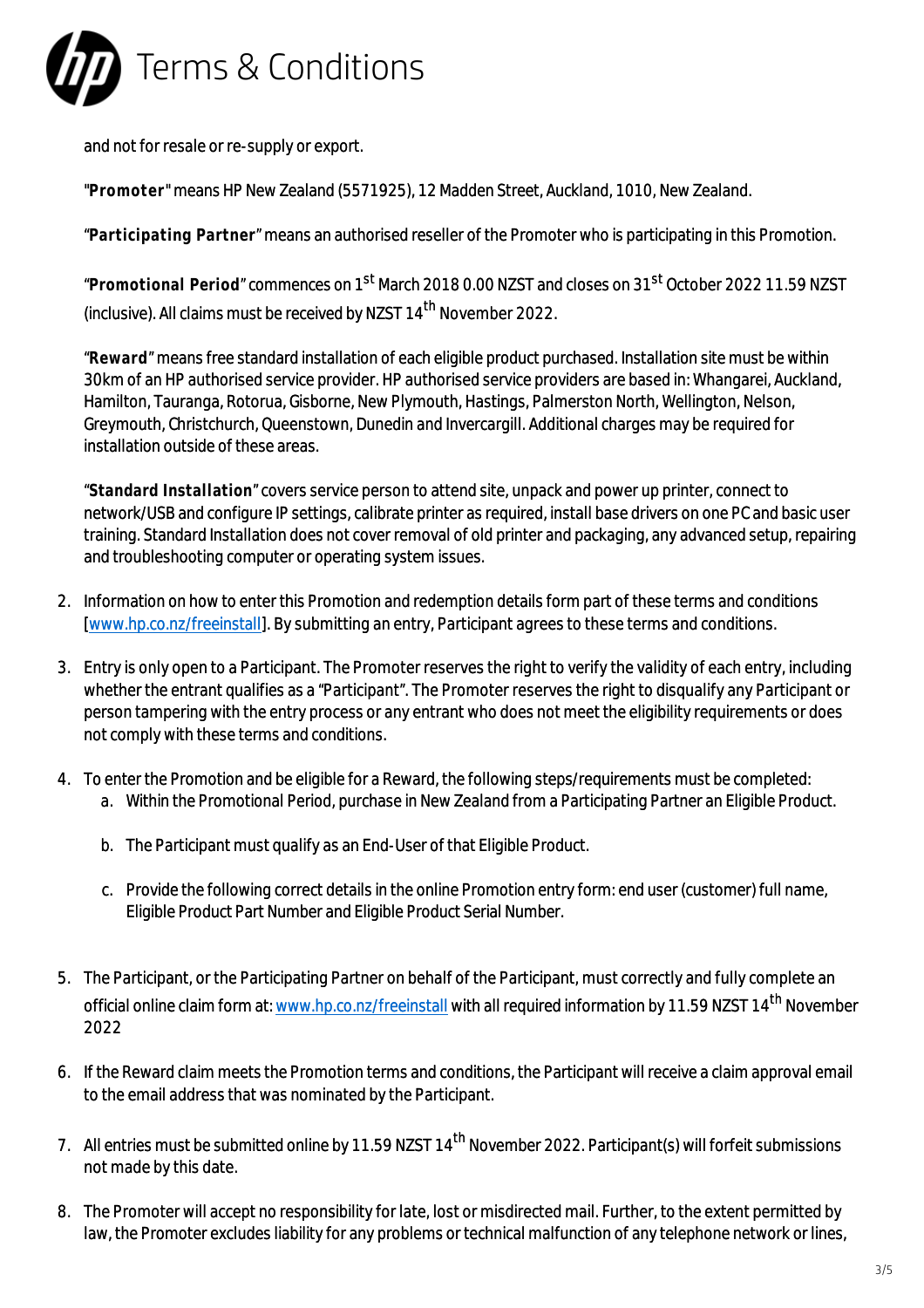# Terms & Conditions

and not for resale or re-supply or export.

"**Promoter**" means HP New Zealand (5571925), 12 Madden Street, Auckland, 1010, New Zealand.

"**Participating Partner**" means an authorised reseller of the Promoter who is participating in this Promotion.

"**Promotional Period**" commences on 1st March 2018 0.00 NZST and closes on 31st October 2022 11.59 NZST (inclusive). All claims must be received by NZST 14th November 2022.

"**Reward**" means free standard installation of each eligible product purchased. Installation site must be within 30km of an HP authorised service provider. HP authorised service providers are based in: Whangarei, Auckland, Hamilton, Tauranga, Rotorua, Gisborne, New Plymouth, Hastings, Palmerston North, Wellington, Nelson, Greymouth, Christchurch, Queenstown, Dunedin and Invercargill. Additional charges may be required for installation outside of these areas.

"**Standard Installation**" covers service person to attend site, unpack and power up printer, connect to network/USB and configure IP settings, calibrate printer as required, install base drivers on one PC and basic user training. Standard Installation does not cover removal of old printer and packaging, any advanced setup, repairing and troubleshooting computer or operating system issues.

2. Information on how to enter this Promotion and redemption details form part of these terms and conditions [www.hp.co.nz/freeinstall]. By submitting an entry, Participant agrees to these terms and conditions.

3. Entry is only open to a Participant. The Promoter reserves the right to verify the validity of each entry, including whether the entrant qualifies as a "Participant". The Promoter reserves the right to disqualify any Participant or person tampering with the entry process or any entrant who does not meet the eligibility requirements or does not comply with these terms and conditions.

4. To enter the Promotion and be eligible for a Reward, the following steps/requirements must be completed:
   a. Within the Promotional Period, purchase in New Zealand from a Participating Partner an Eligible Product.
   b. The Participant must qualify as an End-User of that Eligible Product.
   c. Provide the following correct details in the online Promotion entry form: end user (customer) full name, Eligible Product Part Number and Eligible Product Serial Number.

5. The Participant, or the Participating Partner on behalf of the Participant, must correctly and fully complete an official online claim form at: www.hp.co.nz/freeinstall with all required information by 11.59 NZST 14th November 2022

6. If the Reward claim meets the Promotion terms and conditions, the Participant will receive a claim approval email to the email address that was nominated by the Participant.

7. All entries must be submitted online by 11.59 NZST 14th November 2022. Participant(s) will forfeit submissions not made by this date.

8. The Promoter will accept no responsibility for late, lost or misdirected mail. Further, to the extent permitted by law, the Promoter excludes liability for any problems or technical malfunction of any telephone network or lines,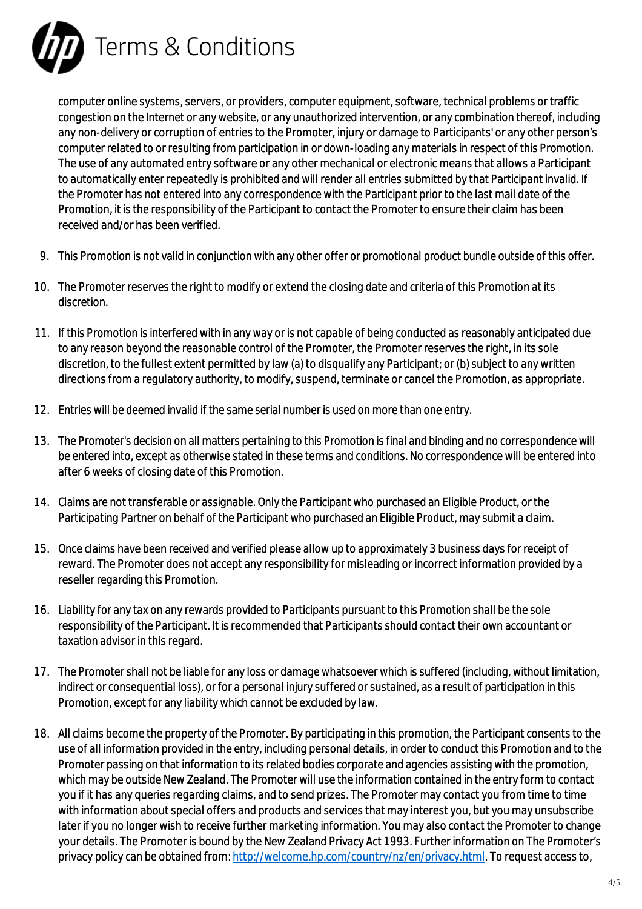# Terms & Conditions

computer online systems, servers, or providers, computer equipment, software, technical problems or traffic congestion on the Internet or any website, or any unauthorized intervention, or any combination thereof, including any non-delivery or corruption of entries to the Promoter, injury or damage to Participants' or any other person's computer related to or resulting from participation in or down-loading any materials in respect of this Promotion. The use of any automated entry software or any other mechanical or electronic means that allows a Participant to automatically enter repeatedly is prohibited and will render all entries submitted by that Participant invalid. If the Promoter has not entered into any correspondence with the Participant prior to the last mail date of the Promotion, it is the responsibility of the Participant to contact the Promoter to ensure their claim has been received and/or has been verified.

9. This Promotion is not valid in conjunction with any other offer or promotional product bundle outside of this offer.

10. The Promoter reserves the right to modify or extend the closing date and criteria of this Promotion at its discretion.

11. If this Promotion is interfered with in any way or is not capable of being conducted as reasonably anticipated due to any reason beyond the reasonable control of the Promoter, the Promoter reserves the right, in its sole discretion, to the fullest extent permitted by law (a) to disqualify any Participant; or (b) subject to any written directions from a regulatory authority, to modify, suspend, terminate or cancel the Promotion, as appropriate.

12. Entries will be deemed invalid if the same serial number is used on more than one entry.

13. The Promoter's decision on all matters pertaining to this Promotion is final and binding and no correspondence will be entered into, except as otherwise stated in these terms and conditions. No correspondence will be entered into after 6 weeks of closing date of this Promotion.

14. Claims are not transferable or assignable. Only the Participant who purchased an Eligible Product, or the Participating Partner on behalf of the Participant who purchased an Eligible Product, may submit a claim.

15. Once claims have been received and verified please allow up to approximately 3 business days for receipt of reward. The Promoter does not accept any responsibility for misleading or incorrect information provided by a reseller regarding this Promotion.

16. Liability for any tax on any rewards provided to Participants pursuant to this Promotion shall be the sole responsibility of the Participant. It is recommended that Participants should contact their own accountant or taxation advisor in this regard.

17. The Promoter shall not be liable for any loss or damage whatsoever which is suffered (including, without limitation, indirect or consequential loss), or for a personal injury suffered or sustained, as a result of participation in this Promotion, except for any liability which cannot be excluded by law.

18. All claims become the property of the Promoter. By participating in this promotion, the Participant consents to the use of all information provided in the entry, including personal details, in order to conduct this Promotion and to the Promoter passing on that information to its related bodies corporate and agencies assisting with the promotion, which may be outside New Zealand. The Promoter will use the information contained in the entry form to contact you if it has any queries regarding claims, and to send prizes. The Promoter may contact you from time to time with information about special offers and products and services that may interest you, but you may unsubscribe later if you no longer wish to receive further marketing information. You may also contact the Promoter to change your details. The Promoter is bound by the New Zealand Privacy Act 1993. Further information on The Promoter's privacy policy can be obtained from: http://welcome.hp.com/country/nz/en/privacy.html. To request access to,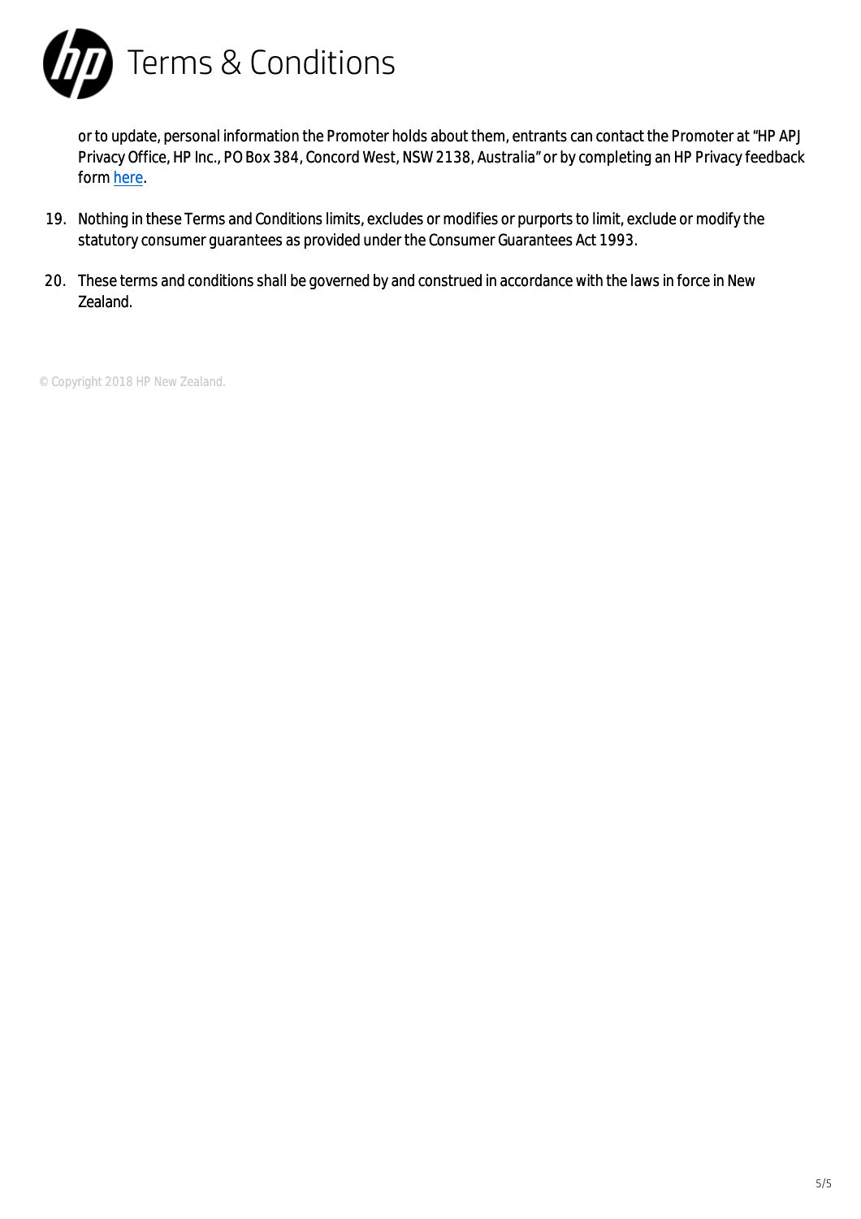or to update, personal information the Promoter holds about them, entrants can contact the Promoter at "HP APJ Privacy Office, HP Inc., PO Box 384, Concord West, NSW 2138, Australia" or by completing an HP Privacy feedback form here.

19. Nothing in these Terms and Conditions limits, excludes or modifies or purports to limit, exclude or modify the statutory consumer guarantees as provided under the Consumer Guarantees Act 1993.

20. These terms and conditions shall be governed by and construed in accordance with the laws in force in New Zealand.

© Copyright 2018 HP New Zealand.